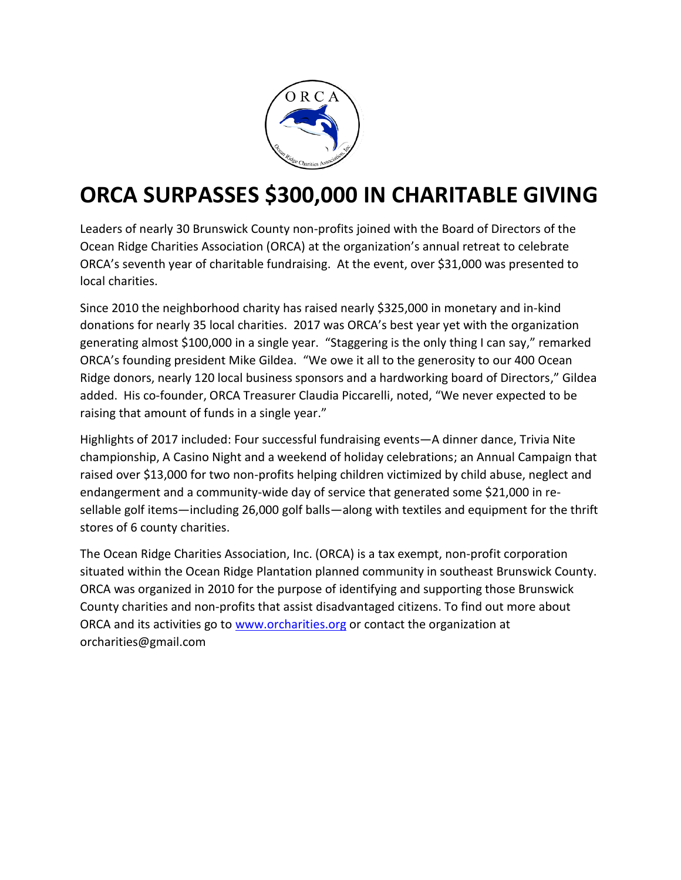# ORCA SURPASSES $300,000 IN CHARITABLE GIVING

Leaders of nearly 30 Brunswick County non-profits joined with the Board of Directors of the Ocean Ridge Charities Association (ORCA) at the organization's annual retreat to celebrate ORCA's seventh year of charitable fundraising. At the event, over $31,000 was presented to local charities.

Since 2010 the neighborhood charity has raised nearly $325,000 in monetary and in-kind donations for nearly 35 local charities. 2017 was ORCA's best year yet with the organization generating almost $100,000 in a single year. "Staggering is the only thing I can say," remarked ORCA's founding president Mike Gildea. "We owe it all to the generosity to our 400 Ocean Ridge donors, nearly 120 local business sponsors and a hardworking board of Directors," Gildea added. His co-founder, ORCA Treasurer Claudia Piccarelli, noted, "We never expected to be raising that amount of funds in a single year."

Highlights of 2017 included: Four successful fundraising events—A dinner dance, Trivia Nite championship, A Casino Night and a weekend of holiday celebrations; an Annual Campaign that raised over $13,000 for two non-profits helping children victimized by child abuse, neglect and endangerment and a community-wide day of service that generated some $21,000 in re-sellable golf items—including 26,000 golf balls—along with textiles and equipment for the thrift stores of 6 county charities.

The Ocean Ridge Charities Association, Inc. (ORCA) is a tax exempt, non-profit corporation situated within the Ocean Ridge Plantation planned community in southeast Brunswick County. ORCA was organized in 2010 for the purpose of identifying and supporting those Brunswick County charities and non-profits that assist disadvantaged citizens. To find out more about ORCA and its activities go to [www.orcharities.org](http://www.orcharities.org) or contact the organization at orcharities@gmail.com